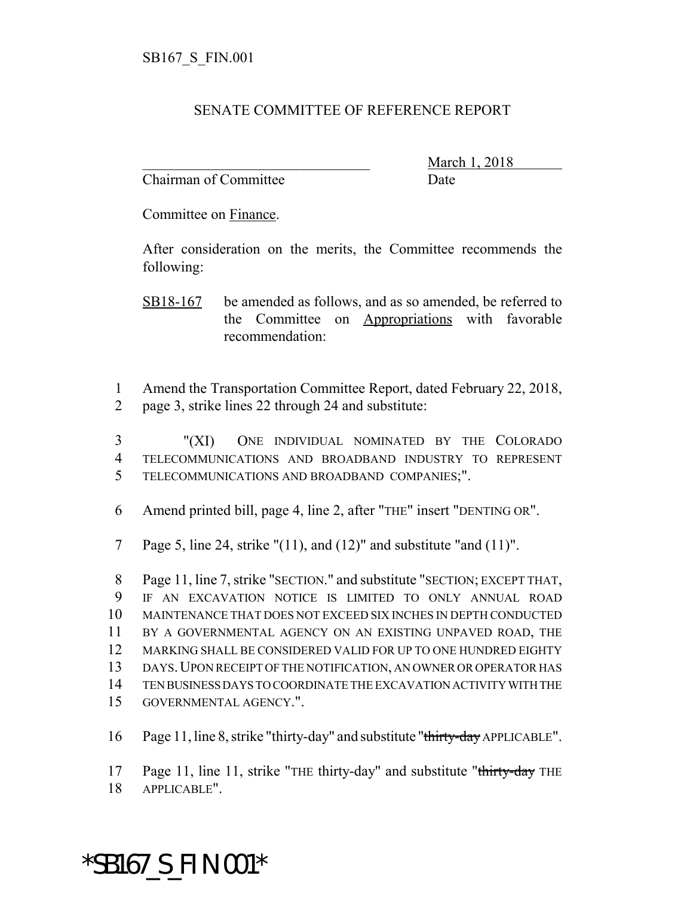SB167_S_FIN.001

SENATE COMMITTEE OF REFERENCE REPORT

________________________________ March 1, 2018
Chairman of Committee Date

Committee on Finance.

After consideration on the merits, the Committee recommends the following:

SB18-167 be amended as follows, and as so amended, be referred to the Committee on Appropriations with favorable recommendation:

1 Amend the Transportation Committee Report, dated February 22, 2018,
2 page 3, strike lines 22 through 24 and substitute:

3 "(XI) ONE INDIVIDUAL NOMINATED BY THE COLORADO
4 TELECOMMUNICATIONS AND BROADBAND INDUSTRY TO REPRESENT
5 TELECOMMUNICATIONS AND BROADBAND COMPANIES;".

6 Amend printed bill, page 4, line 2, after "THE" insert "DENTING OR".

7 Page 5, line 24, strike "(11), and (12)" and substitute "and (11)".

8 Page 11, line 7, strike "SECTION." and substitute "SECTION; EXCEPT THAT,
9 IF AN EXCAVATION NOTICE IS LIMITED TO ONLY ANNUAL ROAD
10 MAINTENANCE THAT DOES NOT EXCEED SIX INCHES IN DEPTH CONDUCTED
11 BY A GOVERNMENTAL AGENCY ON AN EXISTING UNPAVED ROAD, THE
12 MARKING SHALL BE CONSIDERED VALID FOR UP TO ONE HUNDRED EIGHTY
13 DAYS. UPON RECEIPT OF THE NOTIFICATION, AN OWNER OR OPERATOR HAS
14 TEN BUSINESS DAYS TO COORDINATE THE EXCAVATION ACTIVITY WITH THE
15 GOVERNMENTAL AGENCY.".

16 Page 11, line 8, strike "thirty-day" and substitute "~~thirty-day~~ APPLICABLE".

17 Page 11, line 11, strike "THE thirty-day" and substitute "~~thirty-day~~ THE
18 APPLICABLE".

*SB167_S_FIN.001*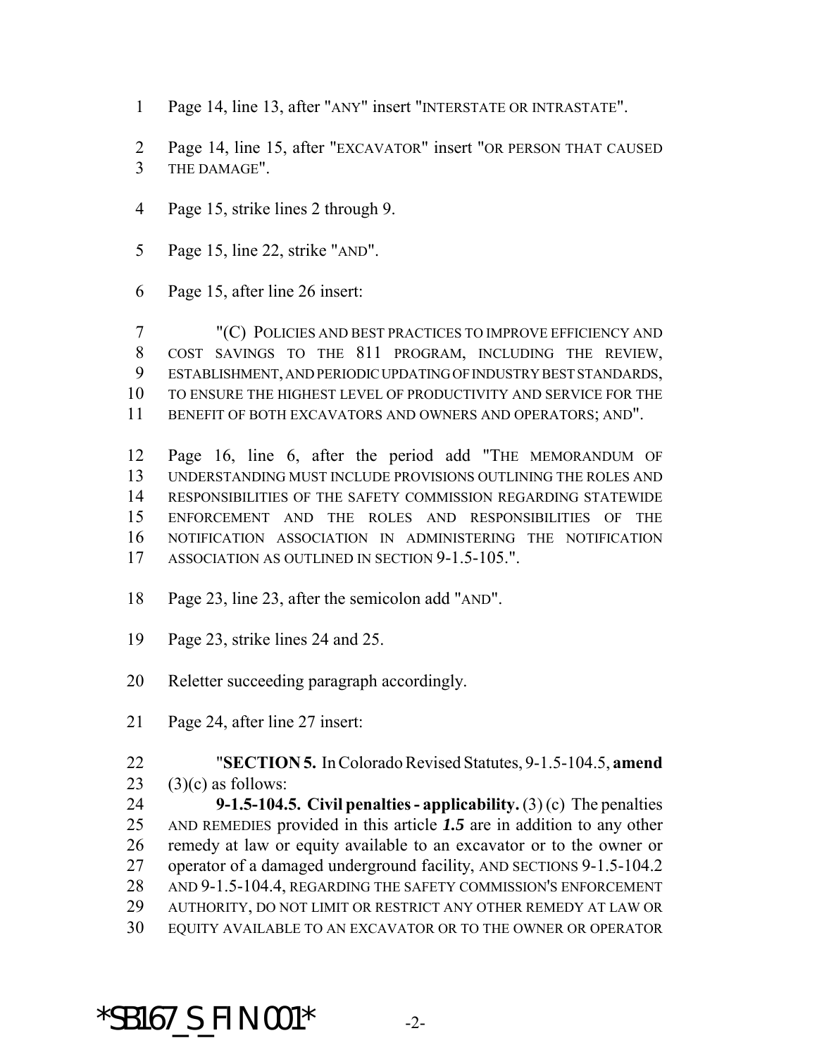1 Page 14, line 13, after "ANY" insert "INTERSTATE OR INTRASTATE".

2 Page 14, line 15, after "EXCAVATOR" insert "OR PERSON THAT CAUSED
3 THE DAMAGE".

4 Page 15, strike lines 2 through 9.

5 Page 15, line 22, strike "AND".

6 Page 15, after line 26 insert:

7 "(C) POLICIES AND BEST PRACTICES TO IMPROVE EFFICIENCY AND
8 COST SAVINGS TO THE 811 PROGRAM, INCLUDING THE REVIEW,
9 ESTABLISHMENT, AND PERIODIC UPDATING OF INDUSTRY BEST STANDARDS,
10 TO ENSURE THE HIGHEST LEVEL OF PRODUCTIVITY AND SERVICE FOR THE
11 BENEFIT OF BOTH EXCAVATORS AND OWNERS AND OPERATORS; AND".

12 Page 16, line 6, after the period add "THE MEMORANDUM OF
13 UNDERSTANDING MUST INCLUDE PROVISIONS OUTLINING THE ROLES AND
14 RESPONSIBILITIES OF THE SAFETY COMMISSION REGARDING STATEWIDE
15 ENFORCEMENT AND THE ROLES AND RESPONSIBILITIES OF THE
16 NOTIFICATION ASSOCIATION IN ADMINISTERING THE NOTIFICATION
17 ASSOCIATION AS OUTLINED IN SECTION 9-1.5-105.".

18 Page 23, line 23, after the semicolon add "AND".

19 Page 23, strike lines 24 and 25.

20 Reletter succeeding paragraph accordingly.

21 Page 24, after line 27 insert:

22 "**SECTION 5.** In Colorado Revised Statutes, 9-1.5-104.5, **amend**
23 (3)(c) as follows:

24 **9-1.5-104.5. Civil penalties - applicability.** (3) (c) The penalties
25 AND REMEDIES provided in this article ***1.5*** are in addition to any other
26 remedy at law or equity available to an excavator or to the owner or
27 operator of a damaged underground facility, AND SECTIONS 9-1.5-104.2
28 AND 9-1.5-104.4, REGARDING THE SAFETY COMMISSION'S ENFORCEMENT
29 AUTHORITY, DO NOT LIMIT OR RESTRICT ANY OTHER REMEDY AT LAW OR
30 EQUITY AVAILABLE TO AN EXCAVATOR OR TO THE OWNER OR OPERATOR

*SB167_S_FIN.001*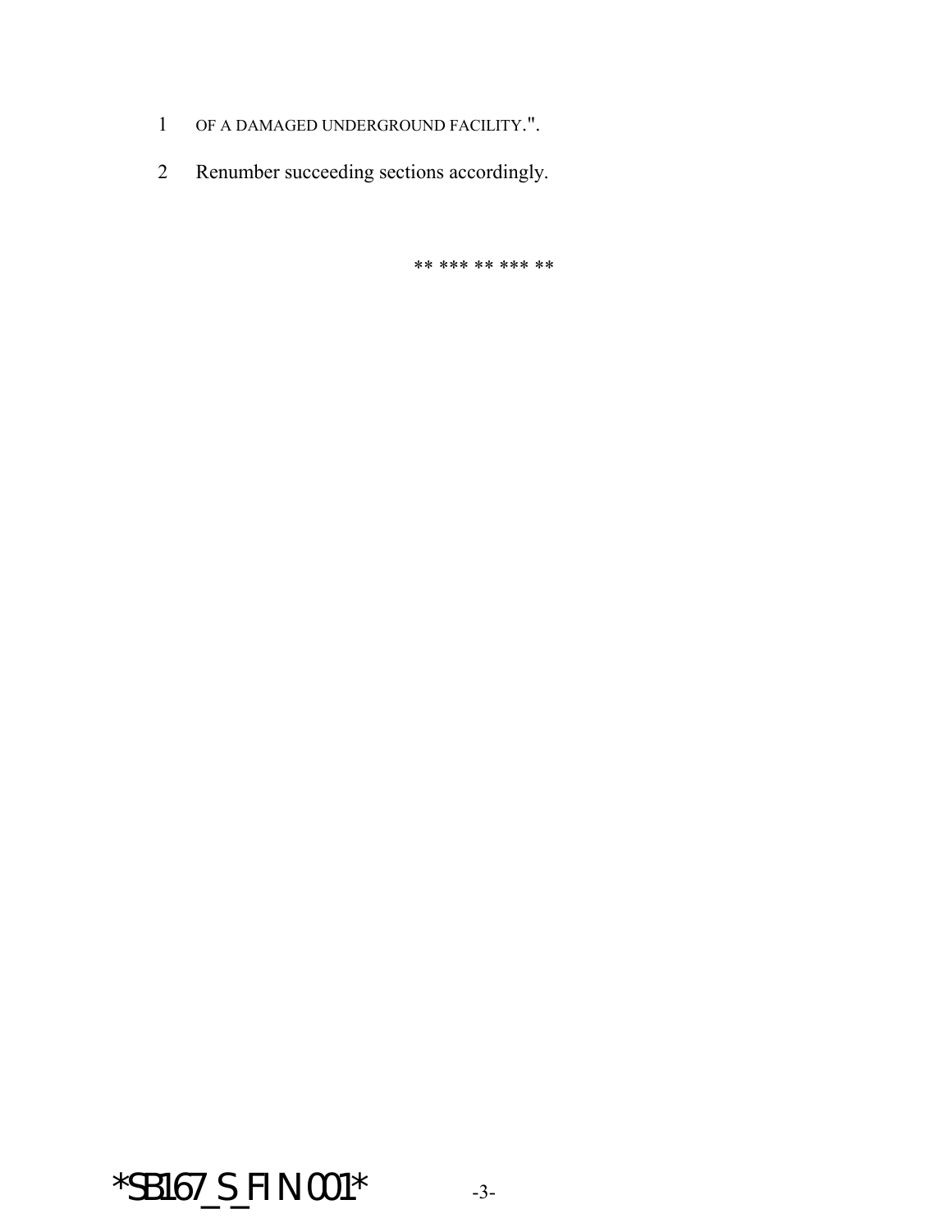1 OF A DAMAGED UNDERGROUND FACILITY.".

2 Renumber succeeding sections accordingly.

** *** ** *** **

*SB167_S_FIN.001*